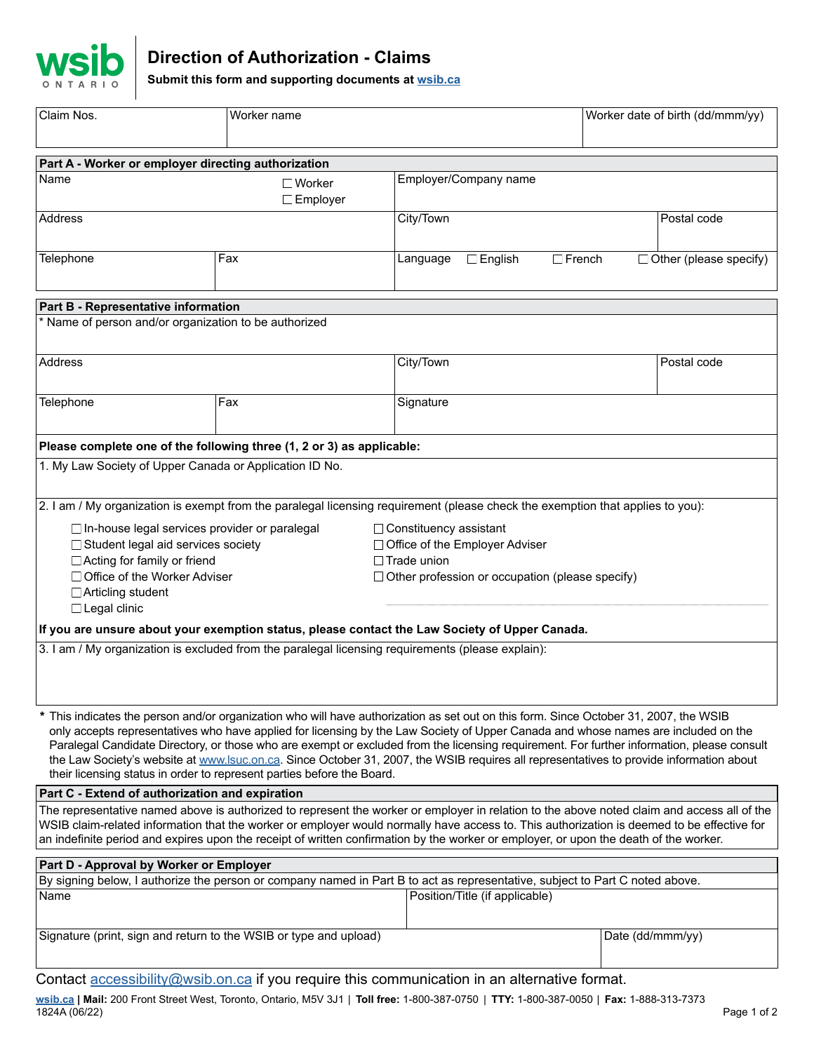# Direction of Authorization - Claims

**Submit this form and supporting documents at wsib.ca**

| Claim Nos. | Worker name | Worker date of birth (dd/mmm/yy) |
|---|---|---|
| | | |

## Part A - Worker or employer directing authorization

| Name | ☐ Worker ☐ Employer | Employer/Company name | |
|---|---|---|---|
| Address | | City/Town | Postal code |
| Telephone | Fax | Language ☐ English ☐ French ☐ Other (please specify) | |

## Part B - Representative information

| * Name of person and/or organization to be authorized | | | |
|---|---|---|---|
| Address | | City/Town | Postal code |
| Telephone | Fax | Signature | |

**Please complete one of the following three (1, 2 or 3) as applicable:**

1. My Law Society of Upper Canada or Application ID No.

2. I am / My organization is exempt from the paralegal licensing requirement (please check the exemption that applies to you):

- ☐ In-house legal services provider or paralegal
- ☐ Student legal aid services society
- ☐ Acting for family or friend
- ☐ Office of the Worker Adviser
- ☐ Articling student
- ☐ Legal clinic
- ☐ Constituency assistant
- ☐ Office of the Employer Adviser
- ☐ Trade union
- ☐ Other profession or occupation (please specify)

**If you are unsure about your exemption status, please contact the Law Society of Upper Canada.**

3. I am / My organization is excluded from the paralegal licensing requirements (please explain):

**\*** This indicates the person and/or organization who will have authorization as set out on this form. Since October 31, 2007, the WSIB only accepts representatives who have applied for licensing by the Law Society of Upper Canada and whose names are included on the Paralegal Candidate Directory, or those who are exempt or excluded from the licensing requirement. For further information, please consult the Law Society's website at www.lsuc.on.ca. Since October 31, 2007, the WSIB requires all representatives to provide information about their licensing status in order to represent parties before the Board.

## Part C - Extend of authorization and expiration

The representative named above is authorized to represent the worker or employer in relation to the above noted claim and access all of the WSIB claim-related information that the worker or employer would normally have access to. This authorization is deemed to be effective for an indefinite period and expires upon the receipt of written confirmation by the worker or employer, or upon the death of the worker.

## Part D - Approval by Worker or Employer

By signing below, I authorize the person or company named in Part B to act as representative, subject to Part C noted above.

| Name | Position/Title (if applicable) |
|---|---|
| Signature (print, sign and return to the WSIB or type and upload) | Date (dd/mmm/yy) |

Contact accessibility@wsib.on.ca if you require this communication in an alternative format.

**wsib.ca** | **Mail:** 200 Front Street West, Toronto, Ontario, M5V 3J1 | **Toll free:** 1-800-387-0750 | **TTY:** 1-800-387-0050 | **Fax:** 1-888-313-7373
1824A (06/22)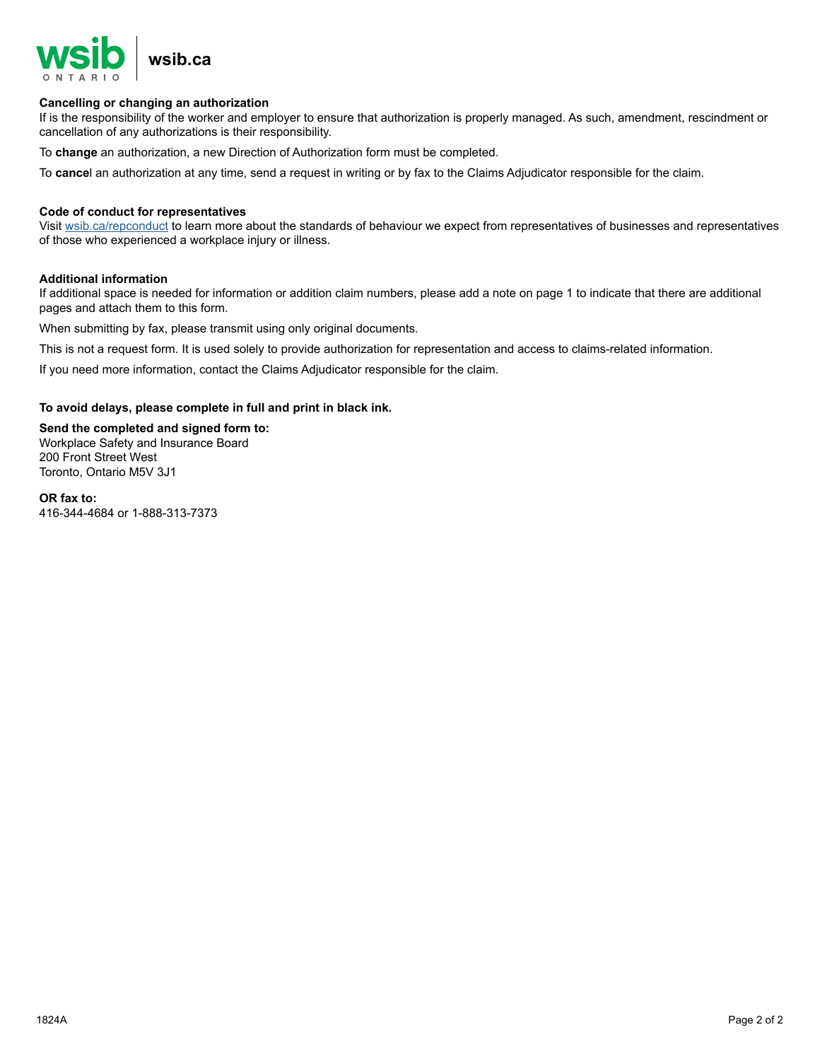### Cancelling or changing an authorization

If is the responsibility of the worker and employer to ensure that authorization is properly managed. As such, amendment, rescindment or cancellation of any authorizations is their responsibility.

To **change** an authorization, a new Direction of Authorization form must be completed.

To **cance**l an authorization at any time, send a request in writing or by fax to the Claims Adjudicator responsible for the claim.

### Code of conduct for representatives

Visit wsib.ca/repconduct to learn more about the standards of behaviour we expect from representatives of businesses and representatives of those who experienced a workplace injury or illness.

### Additional information

If additional space is needed for information or addition claim numbers, please add a note on page 1 to indicate that there are additional pages and attach them to this form.

When submitting by fax, please transmit using only original documents.

This is not a request form. It is used solely to provide authorization for representation and access to claims-related information.

If you need more information, contact the Claims Adjudicator responsible for the claim.

**To avoid delays, please complete in full and print in black ink.**

**Send the completed and signed form to:**
Workplace Safety and Insurance Board
200 Front Street West
Toronto, Ontario M5V 3J1

**OR fax to:**
416-344-4684 or 1-888-313-7373

1824A